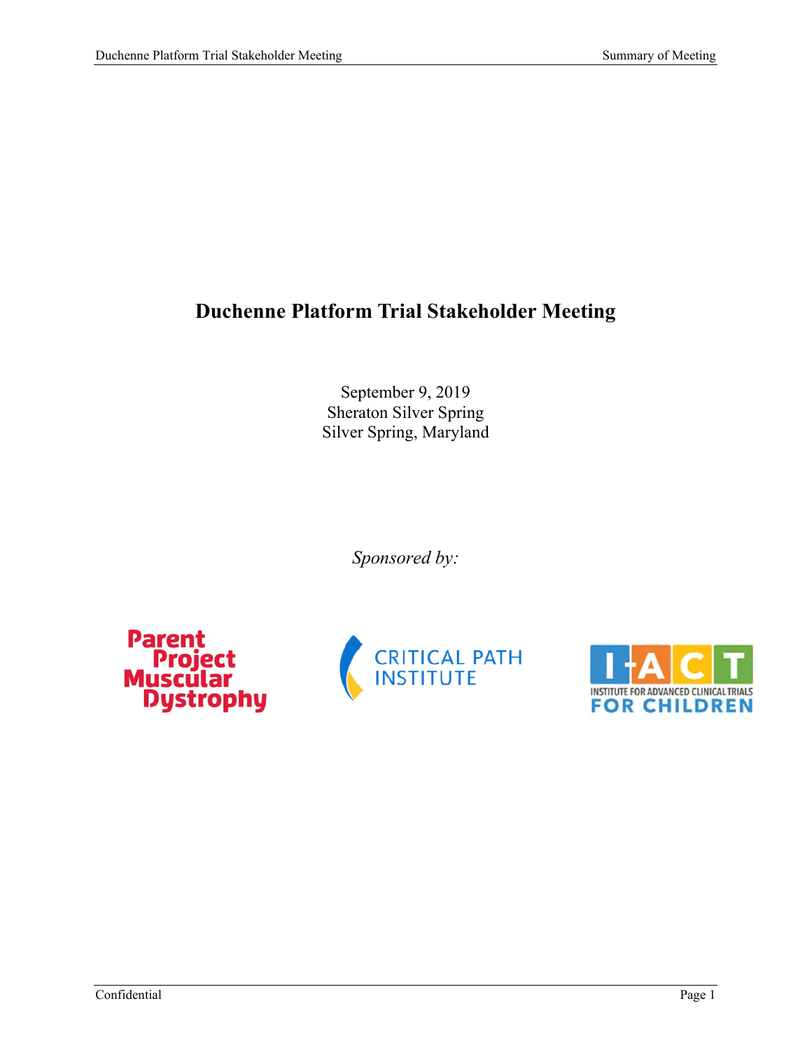# Duchenne Platform Trial Stakeholder Meeting

September 9, 2019
Sheraton Silver Spring
Silver Spring, Maryland

*Sponsored by:*

Parent Project Muscular Dystrophy

CRITICAL PATH INSTITUTE

I-ACT INSTITUTE FOR ADVANCED CLINICAL TRIALS FOR CHILDREN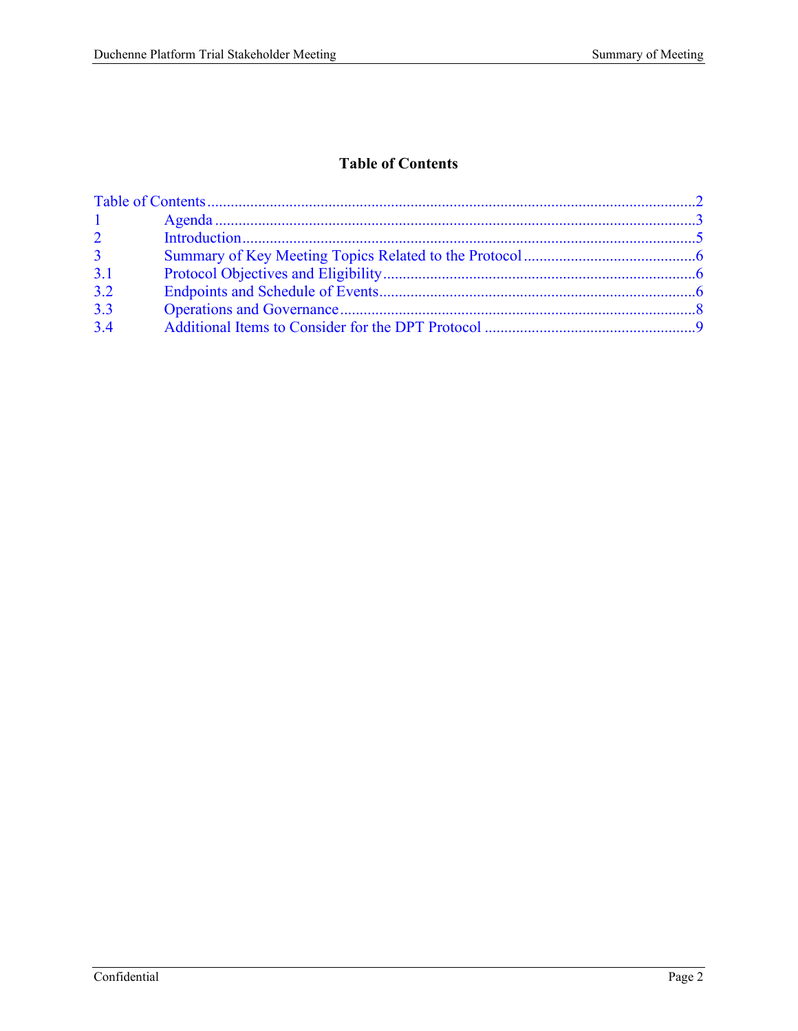# Table of Contents

Table of Contents....................................................................................................................2
1 Agenda....................................................................................................................3
2 Introduction....................................................................................................................5
3 Summary of Key Meeting Topics Related to the Protocol....................................................6
3.1 Protocol Objectives and Eligibility....................................................................................6
3.2 Endpoints and Schedule of Events....................................................................................6
3.3 Operations and Governance....................................................................................8
3.4 Additional Items to Consider for the DPT Protocol....................................................9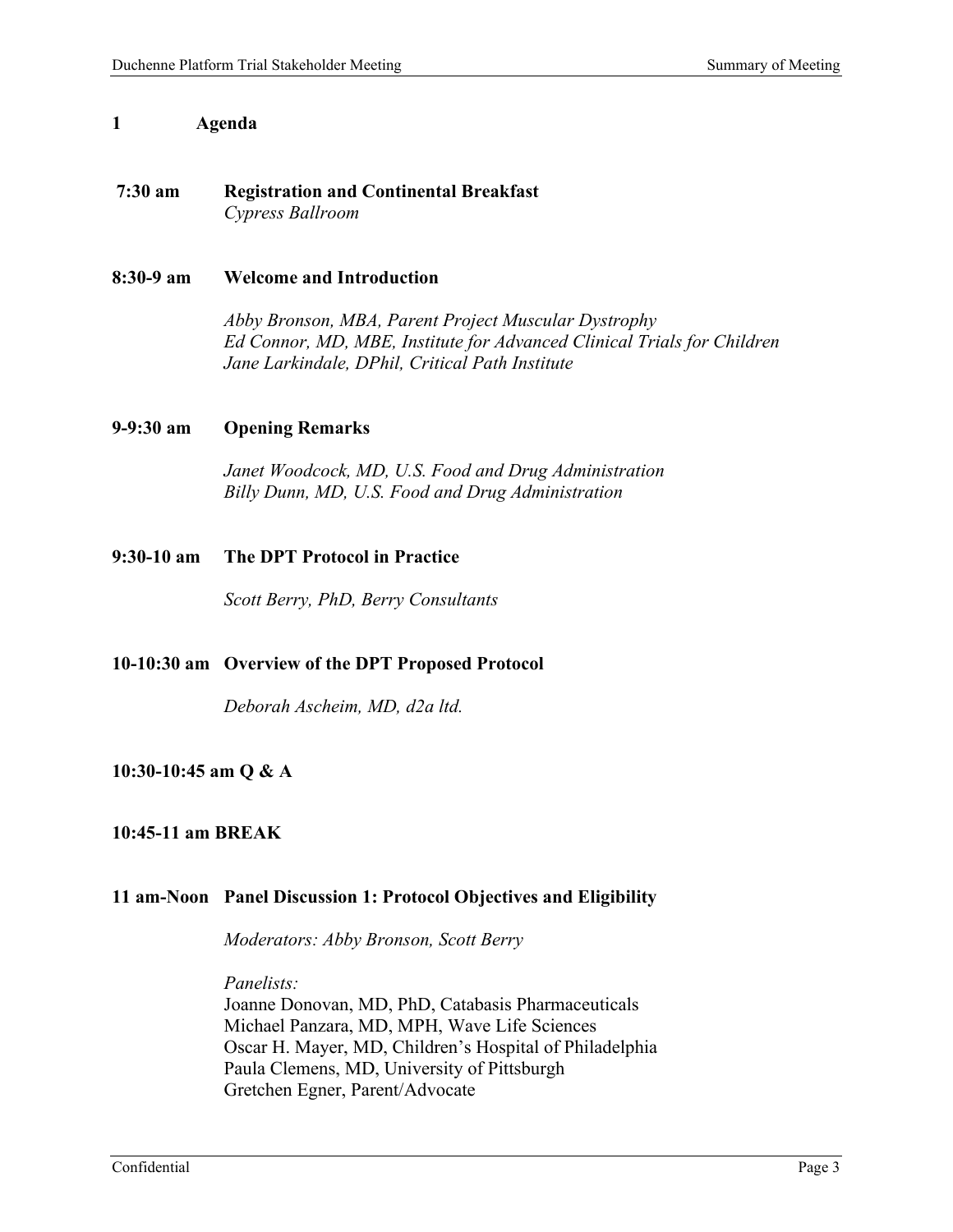# 1 Agenda

**7:30 am** **Registration and Continental Breakfast**
*Cypress Ballroom*

**8:30-9 am** **Welcome and Introduction**

*Abby Bronson, MBA, Parent Project Muscular Dystrophy*
*Ed Connor, MD, MBE, Institute for Advanced Clinical Trials for Children*
*Jane Larkindale, DPhil, Critical Path Institute*

**9-9:30 am** **Opening Remarks**

*Janet Woodcock, MD, U.S. Food and Drug Administration*
*Billy Dunn, MD, U.S. Food and Drug Administration*

**9:30-10 am** **The DPT Protocol in Practice**

*Scott Berry, PhD, Berry Consultants*

**10-10:30 am** **Overview of the DPT Proposed Protocol**

*Deborah Ascheim, MD, d2a ltd.*

**10:30-10:45 am Q & A**

**10:45-11 am BREAK**

**11 am-Noon** **Panel Discussion 1: Protocol Objectives and Eligibility**

*Moderators: Abby Bronson, Scott Berry*

*Panelists:*
Joanne Donovan, MD, PhD, Catabasis Pharmaceuticals
Michael Panzara, MD, MPH, Wave Life Sciences
Oscar H. Mayer, MD, Children's Hospital of Philadelphia
Paula Clemens, MD, University of Pittsburgh
Gretchen Egner, Parent/Advocate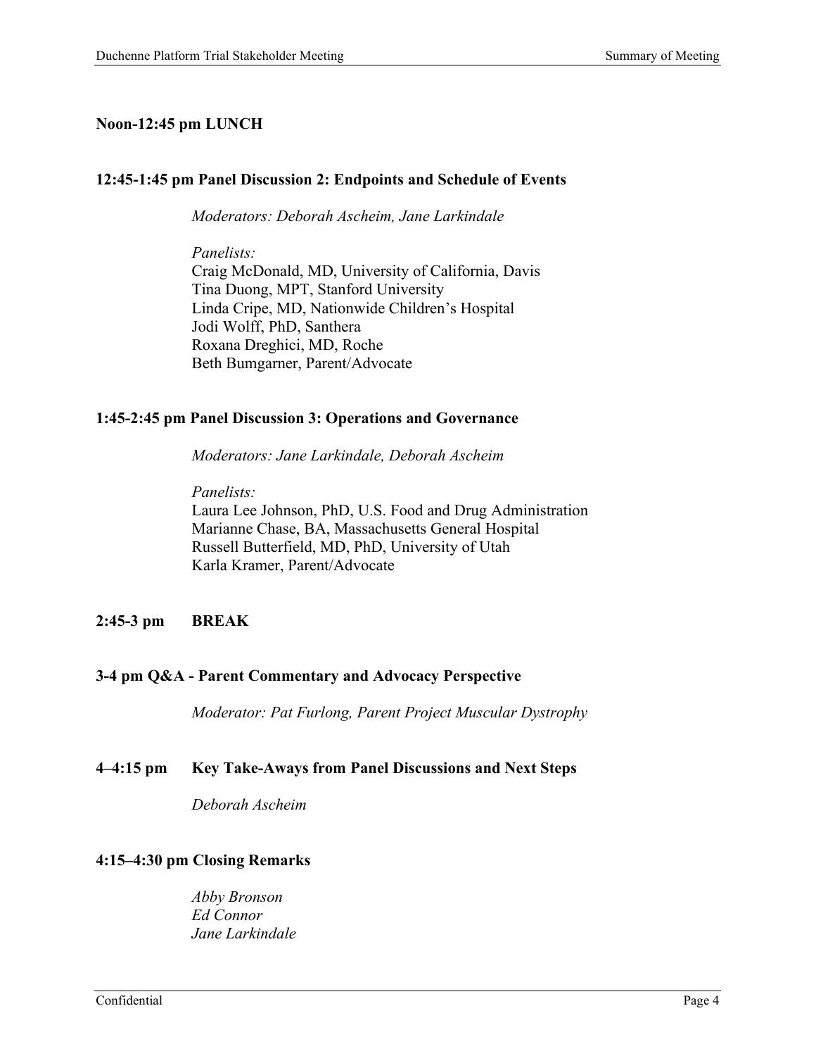**Noon-12:45 pm LUNCH**

**12:45-1:45 pm Panel Discussion 2: Endpoints and Schedule of Events**

*Moderators: Deborah Ascheim, Jane Larkindale*

*Panelists:*
Craig McDonald, MD, University of California, Davis
Tina Duong, MPT, Stanford University
Linda Cripe, MD, Nationwide Children's Hospital
Jodi Wolff, PhD, Santhera
Roxana Dreghici, MD, Roche
Beth Bumgarner, Parent/Advocate

**1:45-2:45 pm Panel Discussion 3: Operations and Governance**

*Moderators: Jane Larkindale, Deborah Ascheim*

*Panelists:*
Laura Lee Johnson, PhD, U.S. Food and Drug Administration
Marianne Chase, BA, Massachusetts General Hospital
Russell Butterfield, MD, PhD, University of Utah
Karla Kramer, Parent/Advocate

**2:45-3 pm BREAK**

**3-4 pm Q&A - Parent Commentary and Advocacy Perspective**

*Moderator: Pat Furlong, Parent Project Muscular Dystrophy*

**4–4:15 pm Key Take-Aways from Panel Discussions and Next Steps**

*Deborah Ascheim*

**4:15–4:30 pm Closing Remarks**

*Abby Bronson*
*Ed Connor*
*Jane Larkindale*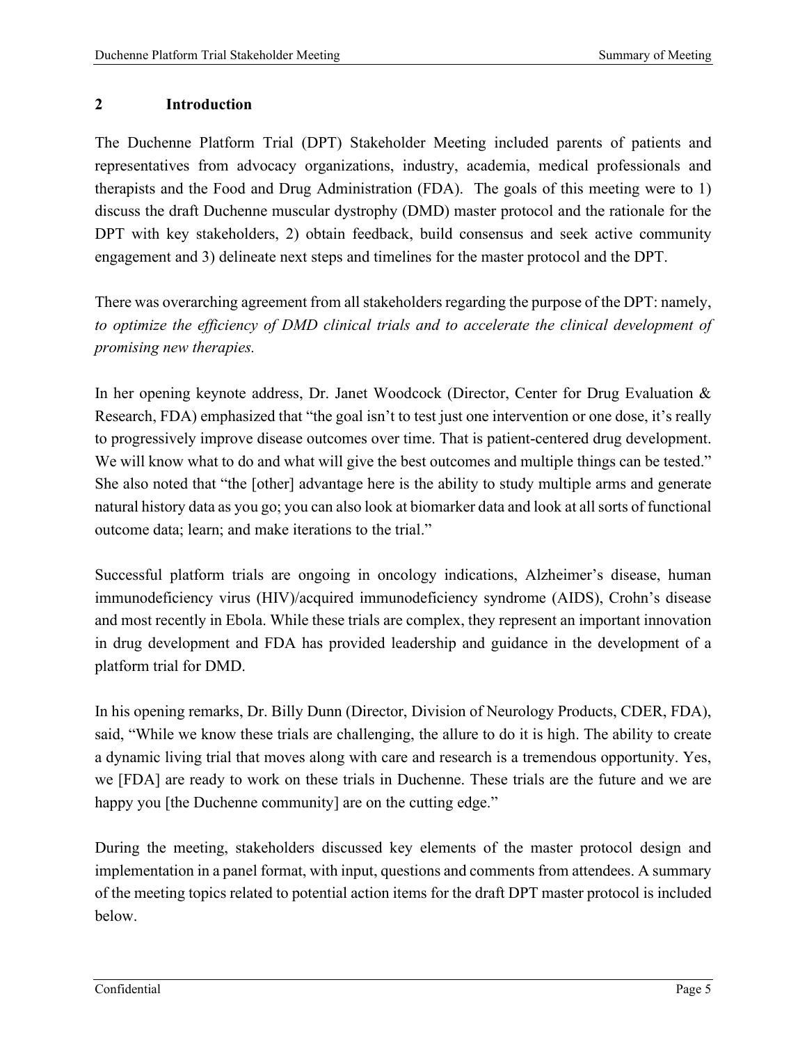## 2 Introduction

The Duchenne Platform Trial (DPT) Stakeholder Meeting included parents of patients and representatives from advocacy organizations, industry, academia, medical professionals and therapists and the Food and Drug Administration (FDA). The goals of this meeting were to 1) discuss the draft Duchenne muscular dystrophy (DMD) master protocol and the rationale for the DPT with key stakeholders, 2) obtain feedback, build consensus and seek active community engagement and 3) delineate next steps and timelines for the master protocol and the DPT.

There was overarching agreement from all stakeholders regarding the purpose of the DPT: namely, *to optimize the efficiency of DMD clinical trials and to accelerate the clinical development of promising new therapies.*

In her opening keynote address, Dr. Janet Woodcock (Director, Center for Drug Evaluation & Research, FDA) emphasized that "the goal isn't to test just one intervention or one dose, it's really to progressively improve disease outcomes over time. That is patient-centered drug development. We will know what to do and what will give the best outcomes and multiple things can be tested." She also noted that "the [other] advantage here is the ability to study multiple arms and generate natural history data as you go; you can also look at biomarker data and look at all sorts of functional outcome data; learn; and make iterations to the trial."

Successful platform trials are ongoing in oncology indications, Alzheimer's disease, human immunodeficiency virus (HIV)/acquired immunodeficiency syndrome (AIDS), Crohn's disease and most recently in Ebola. While these trials are complex, they represent an important innovation in drug development and FDA has provided leadership and guidance in the development of a platform trial for DMD.

In his opening remarks, Dr. Billy Dunn (Director, Division of Neurology Products, CDER, FDA), said, "While we know these trials are challenging, the allure to do it is high. The ability to create a dynamic living trial that moves along with care and research is a tremendous opportunity. Yes, we [FDA] are ready to work on these trials in Duchenne. These trials are the future and we are happy you [the Duchenne community] are on the cutting edge."

During the meeting, stakeholders discussed key elements of the master protocol design and implementation in a panel format, with input, questions and comments from attendees. A summary of the meeting topics related to potential action items for the draft DPT master protocol is included below.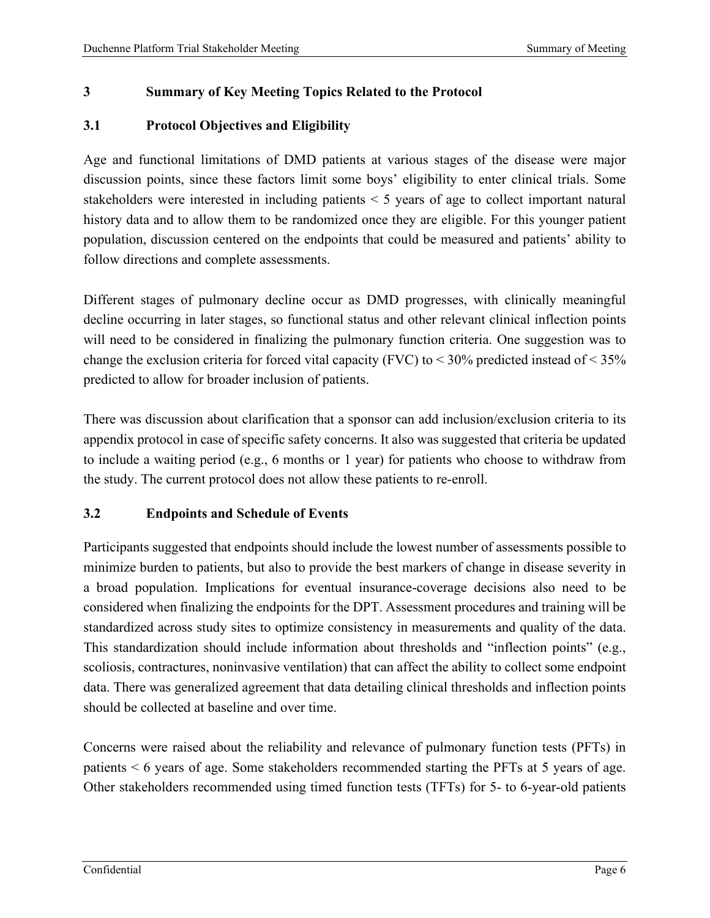# 3 Summary of Key Meeting Topics Related to the Protocol

## 3.1 Protocol Objectives and Eligibility

Age and functional limitations of DMD patients at various stages of the disease were major discussion points, since these factors limit some boys' eligibility to enter clinical trials. Some stakeholders were interested in including patients < 5 years of age to collect important natural history data and to allow them to be randomized once they are eligible. For this younger patient population, discussion centered on the endpoints that could be measured and patients' ability to follow directions and complete assessments.

Different stages of pulmonary decline occur as DMD progresses, with clinically meaningful decline occurring in later stages, so functional status and other relevant clinical inflection points will need to be considered in finalizing the pulmonary function criteria. One suggestion was to change the exclusion criteria for forced vital capacity (FVC) to < 30% predicted instead of < 35% predicted to allow for broader inclusion of patients.

There was discussion about clarification that a sponsor can add inclusion/exclusion criteria to its appendix protocol in case of specific safety concerns. It also was suggested that criteria be updated to include a waiting period (e.g., 6 months or 1 year) for patients who choose to withdraw from the study. The current protocol does not allow these patients to re-enroll.

## 3.2 Endpoints and Schedule of Events

Participants suggested that endpoints should include the lowest number of assessments possible to minimize burden to patients, but also to provide the best markers of change in disease severity in a broad population. Implications for eventual insurance-coverage decisions also need to be considered when finalizing the endpoints for the DPT. Assessment procedures and training will be standardized across study sites to optimize consistency in measurements and quality of the data. This standardization should include information about thresholds and "inflection points" (e.g., scoliosis, contractures, noninvasive ventilation) that can affect the ability to collect some endpoint data. There was generalized agreement that data detailing clinical thresholds and inflection points should be collected at baseline and over time.

Concerns were raised about the reliability and relevance of pulmonary function tests (PFTs) in patients < 6 years of age. Some stakeholders recommended starting the PFTs at 5 years of age. Other stakeholders recommended using timed function tests (TFTs) for 5- to 6-year-old patients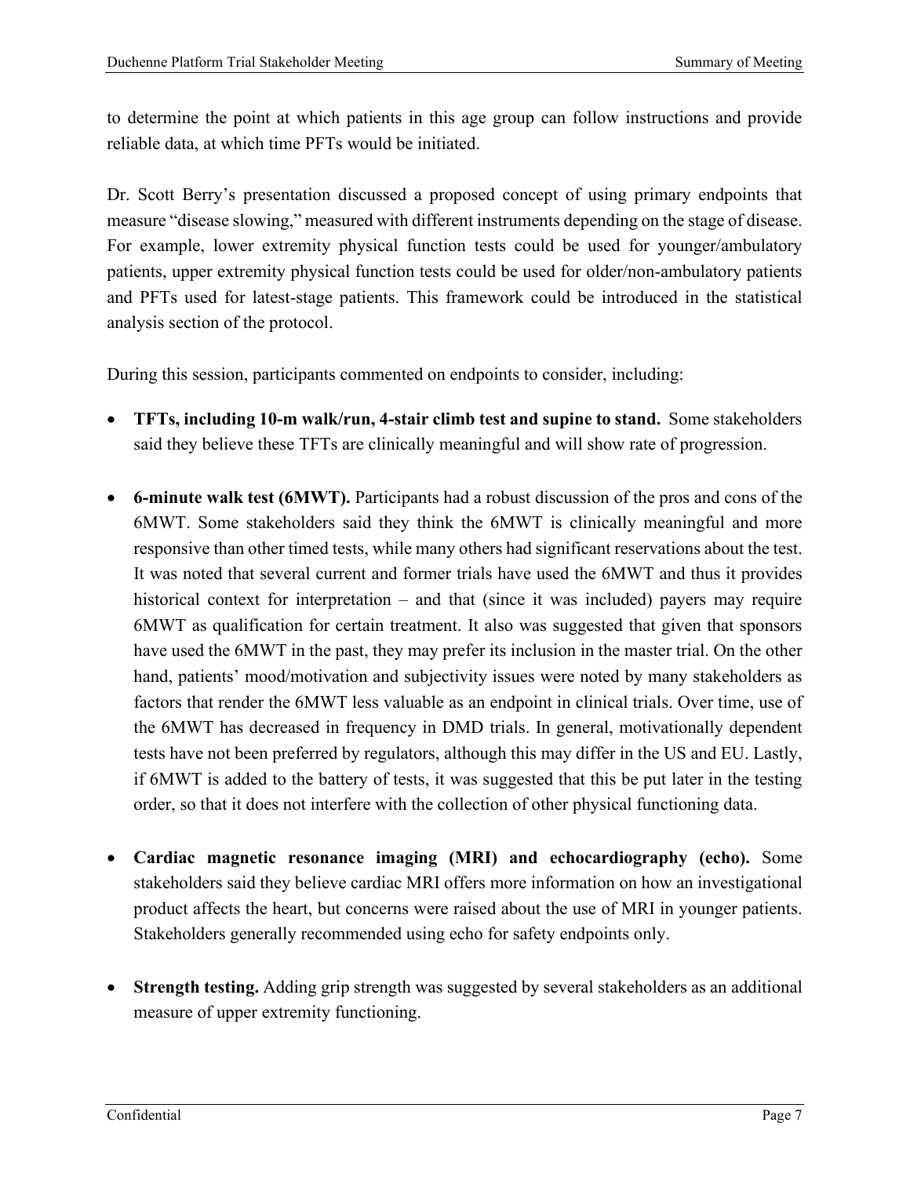to determine the point at which patients in this age group can follow instructions and provide reliable data, at which time PFTs would be initiated.

Dr. Scott Berry's presentation discussed a proposed concept of using primary endpoints that measure "disease slowing," measured with different instruments depending on the stage of disease. For example, lower extremity physical function tests could be used for younger/ambulatory patients, upper extremity physical function tests could be used for older/non-ambulatory patients and PFTs used for latest-stage patients. This framework could be introduced in the statistical analysis section of the protocol.

During this session, participants commented on endpoints to consider, including:

- **TFTs, including 10-m walk/run, 4-stair climb test and supine to stand.** Some stakeholders said they believe these TFTs are clinically meaningful and will show rate of progression.

- **6-minute walk test (6MWT).** Participants had a robust discussion of the pros and cons of the 6MWT. Some stakeholders said they think the 6MWT is clinically meaningful and more responsive than other timed tests, while many others had significant reservations about the test. It was noted that several current and former trials have used the 6MWT and thus it provides historical context for interpretation – and that (since it was included) payers may require 6MWT as qualification for certain treatment. It also was suggested that given that sponsors have used the 6MWT in the past, they may prefer its inclusion in the master trial. On the other hand, patients' mood/motivation and subjectivity issues were noted by many stakeholders as factors that render the 6MWT less valuable as an endpoint in clinical trials. Over time, use of the 6MWT has decreased in frequency in DMD trials. In general, motivationally dependent tests have not been preferred by regulators, although this may differ in the US and EU. Lastly, if 6MWT is added to the battery of tests, it was suggested that this be put later in the testing order, so that it does not interfere with the collection of other physical functioning data.

- **Cardiac magnetic resonance imaging (MRI) and echocardiography (echo).** Some stakeholders said they believe cardiac MRI offers more information on how an investigational product affects the heart, but concerns were raised about the use of MRI in younger patients. Stakeholders generally recommended using echo for safety endpoints only.

- **Strength testing.** Adding grip strength was suggested by several stakeholders as an additional measure of upper extremity functioning.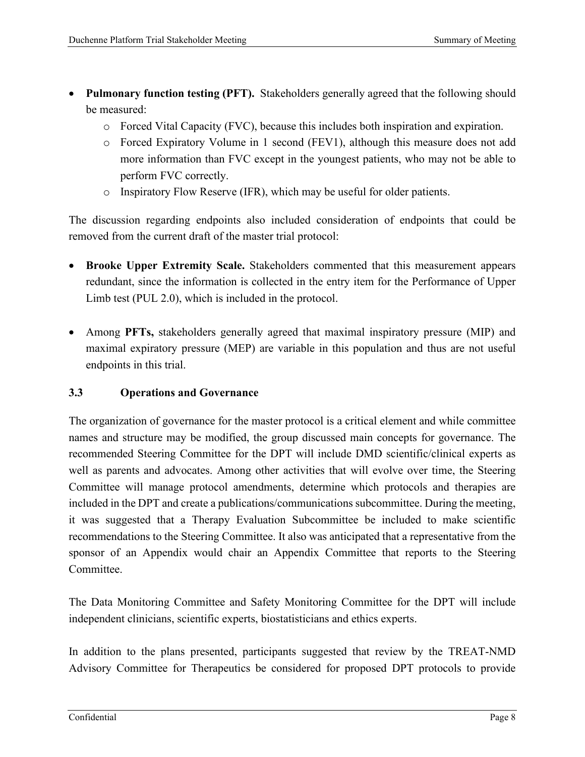- **Pulmonary function testing (PFT).** Stakeholders generally agreed that the following should be measured:
  - Forced Vital Capacity (FVC), because this includes both inspiration and expiration.
  - Forced Expiratory Volume in 1 second (FEV1), although this measure does not add more information than FVC except in the youngest patients, who may not be able to perform FVC correctly.
  - Inspiratory Flow Reserve (IFR), which may be useful for older patients.

The discussion regarding endpoints also included consideration of endpoints that could be removed from the current draft of the master trial protocol:

- **Brooke Upper Extremity Scale.** Stakeholders commented that this measurement appears redundant, since the information is collected in the entry item for the Performance of Upper Limb test (PUL 2.0), which is included in the protocol.

- Among **PFTs,** stakeholders generally agreed that maximal inspiratory pressure (MIP) and maximal expiratory pressure (MEP) are variable in this population and thus are not useful endpoints in this trial.

### 3.3 Operations and Governance

The organization of governance for the master protocol is a critical element and while committee names and structure may be modified, the group discussed main concepts for governance. The recommended Steering Committee for the DPT will include DMD scientific/clinical experts as well as parents and advocates. Among other activities that will evolve over time, the Steering Committee will manage protocol amendments, determine which protocols and therapies are included in the DPT and create a publications/communications subcommittee. During the meeting, it was suggested that a Therapy Evaluation Subcommittee be included to make scientific recommendations to the Steering Committee. It also was anticipated that a representative from the sponsor of an Appendix would chair an Appendix Committee that reports to the Steering Committee.

The Data Monitoring Committee and Safety Monitoring Committee for the DPT will include independent clinicians, scientific experts, biostatisticians and ethics experts.

In addition to the plans presented, participants suggested that review by the TREAT-NMD Advisory Committee for Therapeutics be considered for proposed DPT protocols to provide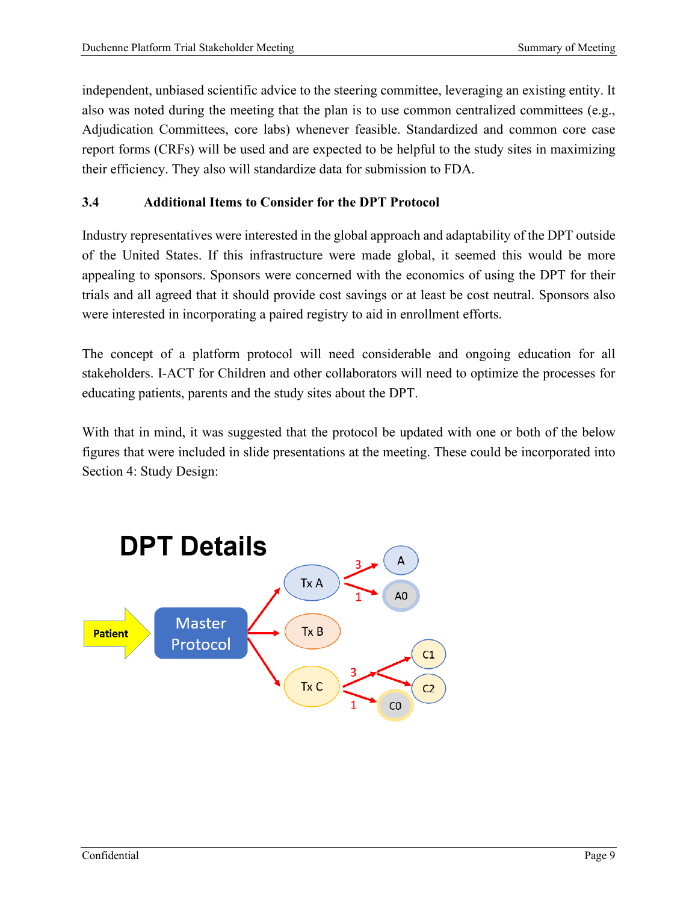independent, unbiased scientific advice to the steering committee, leveraging an existing entity. It also was noted during the meeting that the plan is to use common centralized committees (e.g., Adjudication Committees, core labs) whenever feasible. Standardized and common core case report forms (CRFs) will be used and are expected to be helpful to the study sites in maximizing their efficiency. They also will standardize data for submission to FDA.

### 3.4 Additional Items to Consider for the DPT Protocol

Industry representatives were interested in the global approach and adaptability of the DPT outside of the United States. If this infrastructure were made global, it seemed this would be more appealing to sponsors. Sponsors were concerned with the economics of using the DPT for their trials and all agreed that it should provide cost savings or at least be cost neutral. Sponsors also were interested in incorporating a paired registry to aid in enrollment efforts.

The concept of a platform protocol will need considerable and ongoing education for all stakeholders. I-ACT for Children and other collaborators will need to optimize the processes for educating patients, parents and the study sites about the DPT.

With that in mind, it was suggested that the protocol be updated with one or both of the below figures that were included in slide presentations at the meeting. These could be incorporated into Section 4: Study Design:

**DPT Details**

Patient → Master Protocol → Tx A → (3) A, (1) A0; Tx B; Tx C → (3) C1, C2, (1) C0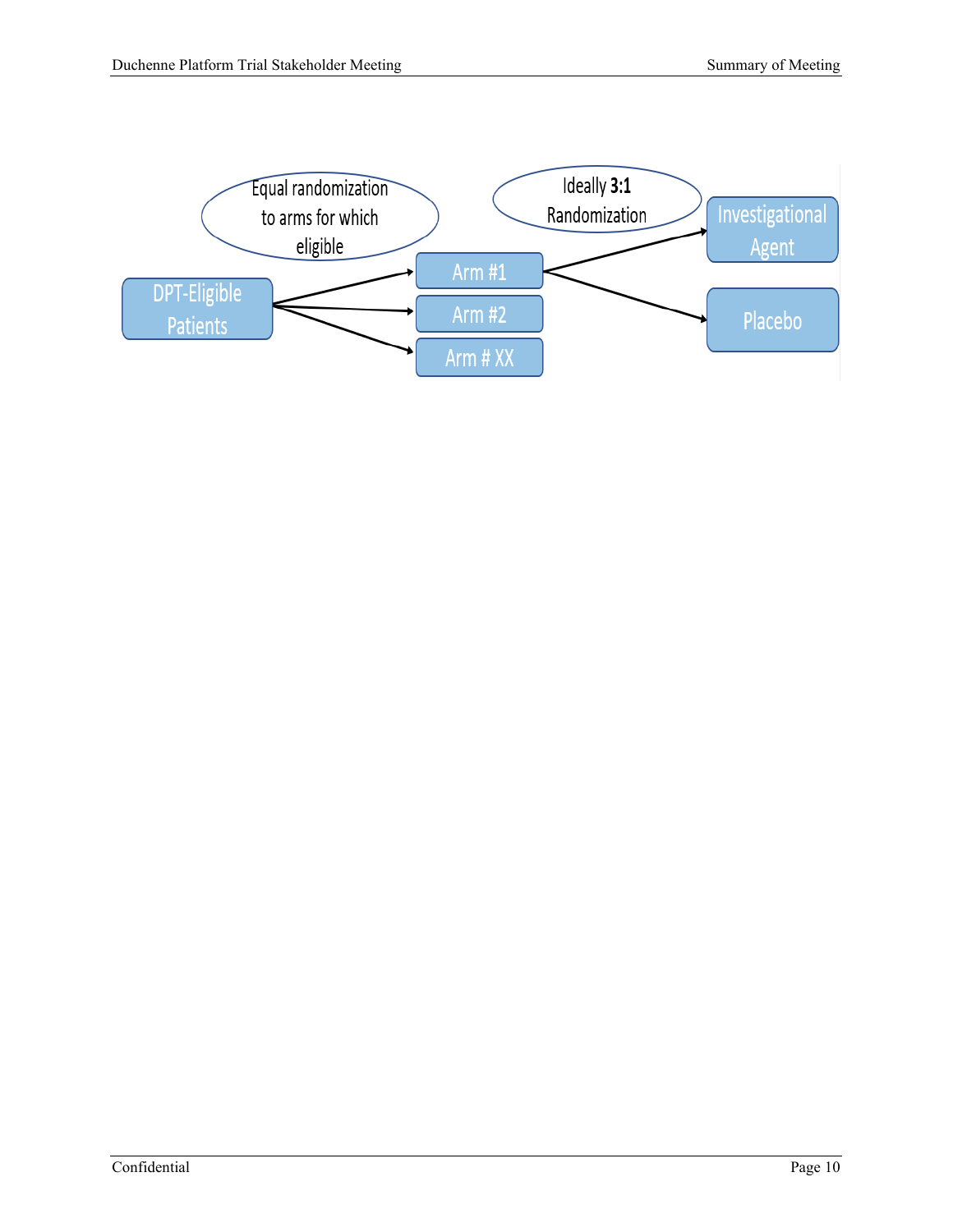Equal randomization to arms for which eligible

Ideally **3:1** Randomization

DPT-Eligible Patients

Arm #1

Arm #2

Arm # XX

Investigational Agent

Placebo